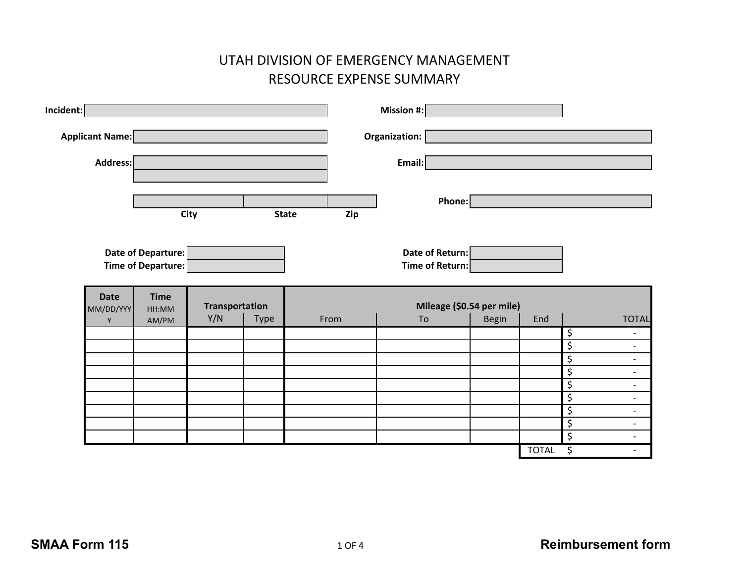# UTAH DIVISION OF EMERGENCY MANAGEMENT
## RESOURCE EXPENSE SUMMARY

**Incident:** 

**Mission #:** 

**Applicant Name:** 

**Organization:** 

**Address:** 

**Email:** 

**City** **State** **Zip**

**Phone:** 

**Date of Departure:** 

**Time of Departure:** 

**Date of Return:** 

**Time of Return:** 

| Date MM/DD/YYYY | Time HH:MM AM/PM | Transportation | | Mileage ($0.54 per mile) | | | | |
|---|---|---|---|---|---|---|---|---|
| | | Y/N | Type | From | To | Begin | End | TOTAL |
| | | | | | | | | $ - |
| | | | | | | | | $ - |
| | | | | | | | | $ - |
| | | | | | | | | $ - |
| | | | | | | | | $ - |
| | | | | | | | | $ - |
| | | | | | | | | $ - |
| | | | | | | | | $ - |
| | | | | | | | | $ - |
| | | | | | | | TOTAL | $ - |

**SMAA Form 115** **Reimbursement form**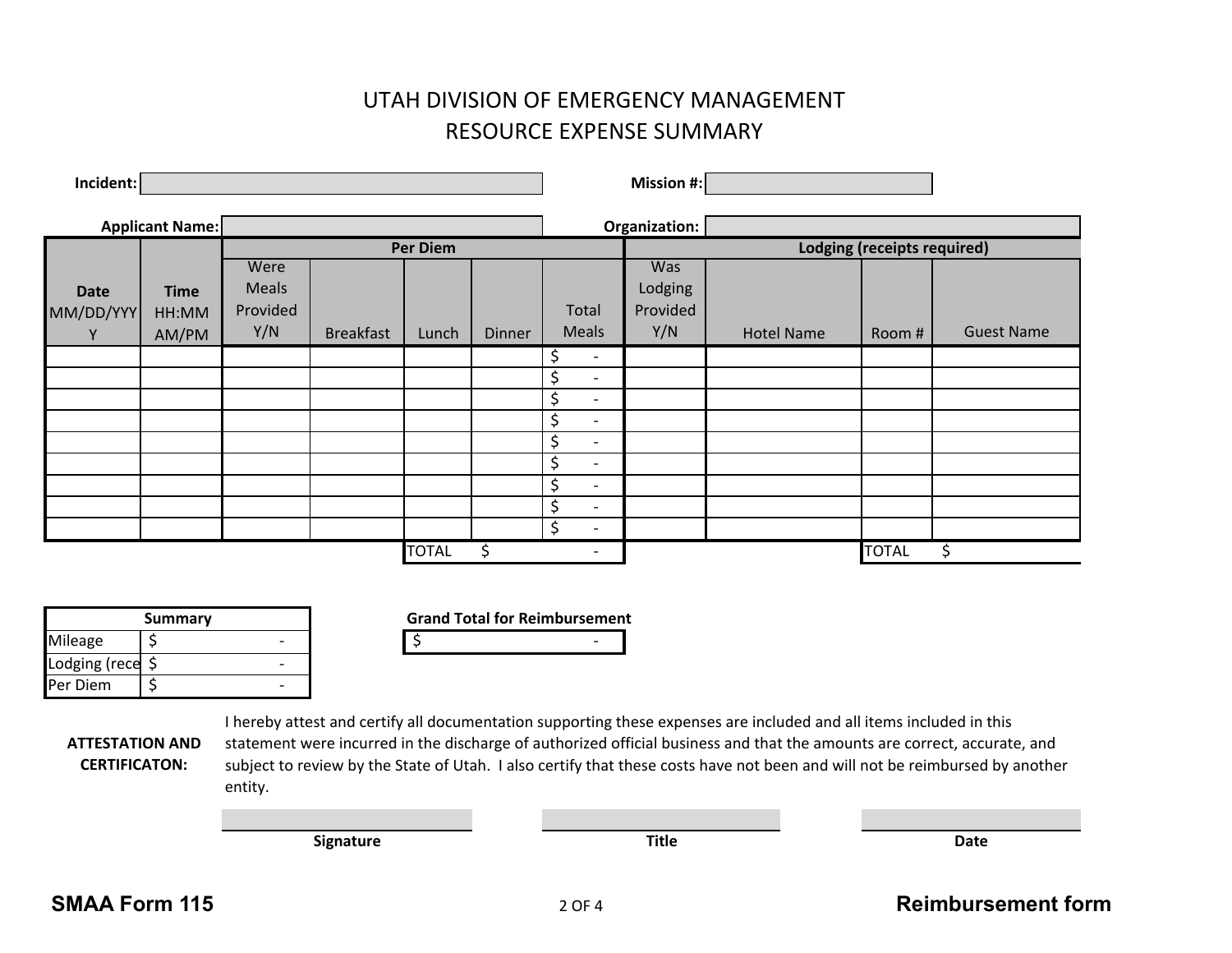# UTAH DIVISION OF EMERGENCY MANAGEMENT
## RESOURCE EXPENSE SUMMARY

**Incident:** ____________________ **Mission #:** ____________________

**Applicant Name:** ____________________ **Organization:** ____________________

| Date MM/DD/YYYY | Time HH:MM AM/PM | Per Diem | | | | | Lodging (receipts required) | | | |
|---|---|---|---|---|---|---|---|---|---|---|
| | | Were Meals Provided Y/N | Breakfast | Lunch | Dinner | Total Meals | Was Lodging Provided Y/N | Hotel Name | Room # | Guest Name |
| | | | | | | $ - | | | | |
| | | | | | | $ - | | | | |
| | | | | | | $ - | | | | |
| | | | | | | $ - | | | | |
| | | | | | | $ - | | | | |
| | | | | | | $ - | | | | |
| | | | | | | $ - | | | | |
| | | | | | | $ - | | | | |
| | | | | | | $ - | | | | |
| | | | | TOTAL | | $ - | | | TOTAL | $ |

| Summary | |
|---|---|
| Mileage | $ - |
| Lodging (rece | $ - |
| Per Diem | $ - |

**Grand Total for Reimbursement**

$ -

**ATTESTATION AND CERTIFICATON:** I hereby attest and certify all documentation supporting these expenses are included and all items included in this statement were incurred in the discharge of authorized official business and that the amounts are correct, accurate, and subject to review by the State of Utah. I also certify that these costs have not been and will not be reimbursed by another entity.

| **Signature** | **Title** | **Date** |
|---|---|---|
| | | |

**SMAA Form 115** **Reimbursement form**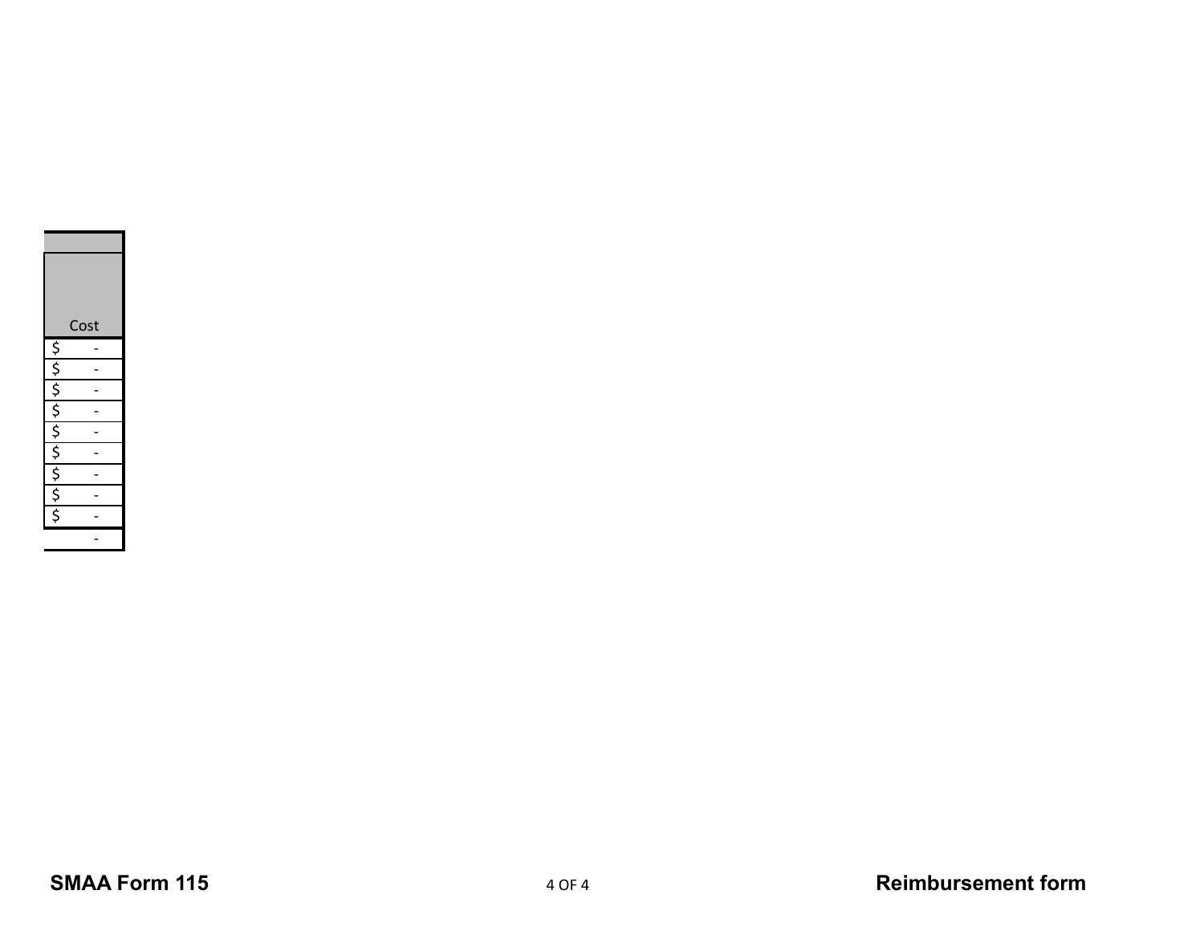| Cost |
| --- |
| $ - |
| $ - |
| $ - |
| $ - |
| $ - |
| $ - |
| $ - |
| $ - |
| $ - |
| - |

**SMAA Form 115**

**Reimbursement form**